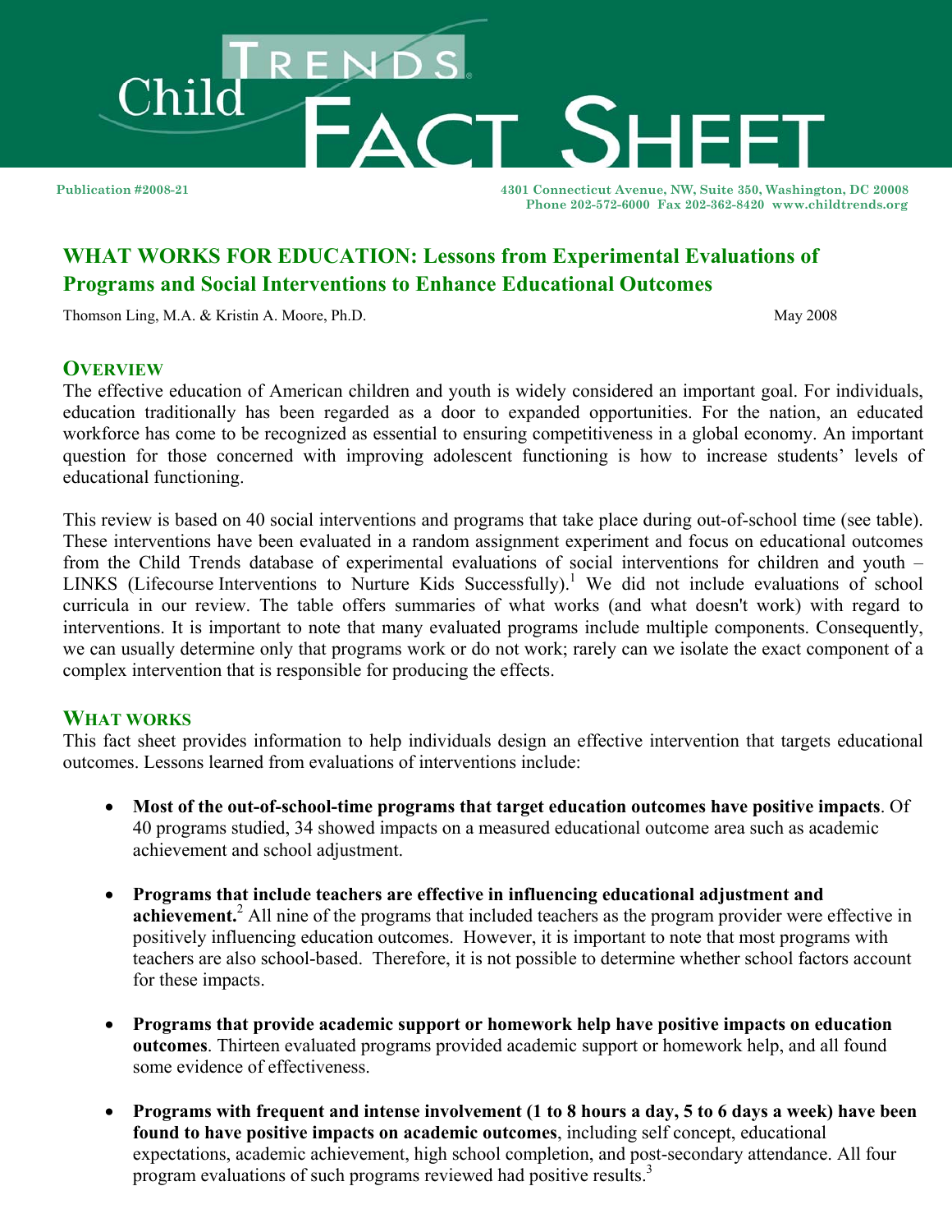# Child Trends FACT SHEET

Publication #2008-21

4301 Connecticut Avenue, NW, Suite 350, Washington, DC 20008
Phone 202-572-6000 Fax 202-362-8420 www.childtrends.org

## WHAT WORKS FOR EDUCATION: Lessons from Experimental Evaluations of Programs and Social Interventions to Enhance Educational Outcomes

Thomson Ling, M.A. & Kristin A. Moore, Ph.D.

May 2008

### OVERVIEW

The effective education of American children and youth is widely considered an important goal. For individuals, education traditionally has been regarded as a door to expanded opportunities. For the nation, an educated workforce has come to be recognized as essential to ensuring competitiveness in a global economy. An important question for those concerned with improving adolescent functioning is how to increase students' levels of educational functioning.

This review is based on 40 social interventions and programs that take place during out-of-school time (see table). These interventions have been evaluated in a random assignment experiment and focus on educational outcomes from the Child Trends database of experimental evaluations of social interventions for children and youth – LINKS (Lifecourse Interventions to Nurture Kids Successfully).[1] We did not include evaluations of school curricula in our review. The table offers summaries of what works (and what doesn't work) with regard to interventions. It is important to note that many evaluated programs include multiple components. Consequently, we can usually determine only that programs work or do not work; rarely can we isolate the exact component of a complex intervention that is responsible for producing the effects.

### WHAT WORKS

This fact sheet provides information to help individuals design an effective intervention that targets educational outcomes. Lessons learned from evaluations of interventions include:

- **Most of the out-of-school-time programs that target education outcomes have positive impacts**. Of 40 programs studied, 34 showed impacts on a measured educational outcome area such as academic achievement and school adjustment.

- **Programs that include teachers are effective in influencing educational adjustment and achievement.**[2] All nine of the programs that included teachers as the program provider were effective in positively influencing education outcomes. However, it is important to note that most programs with teachers are also school-based. Therefore, it is not possible to determine whether school factors account for these impacts.

- **Programs that provide academic support or homework help have positive impacts on education outcomes**. Thirteen evaluated programs provided academic support or homework help, and all found some evidence of effectiveness.

- **Programs with frequent and intense involvement (1 to 8 hours a day, 5 to 6 days a week) have been found to have positive impacts on academic outcomes**, including self concept, educational expectations, academic achievement, high school completion, and post-secondary attendance. All four program evaluations of such programs reviewed had positive results.[3]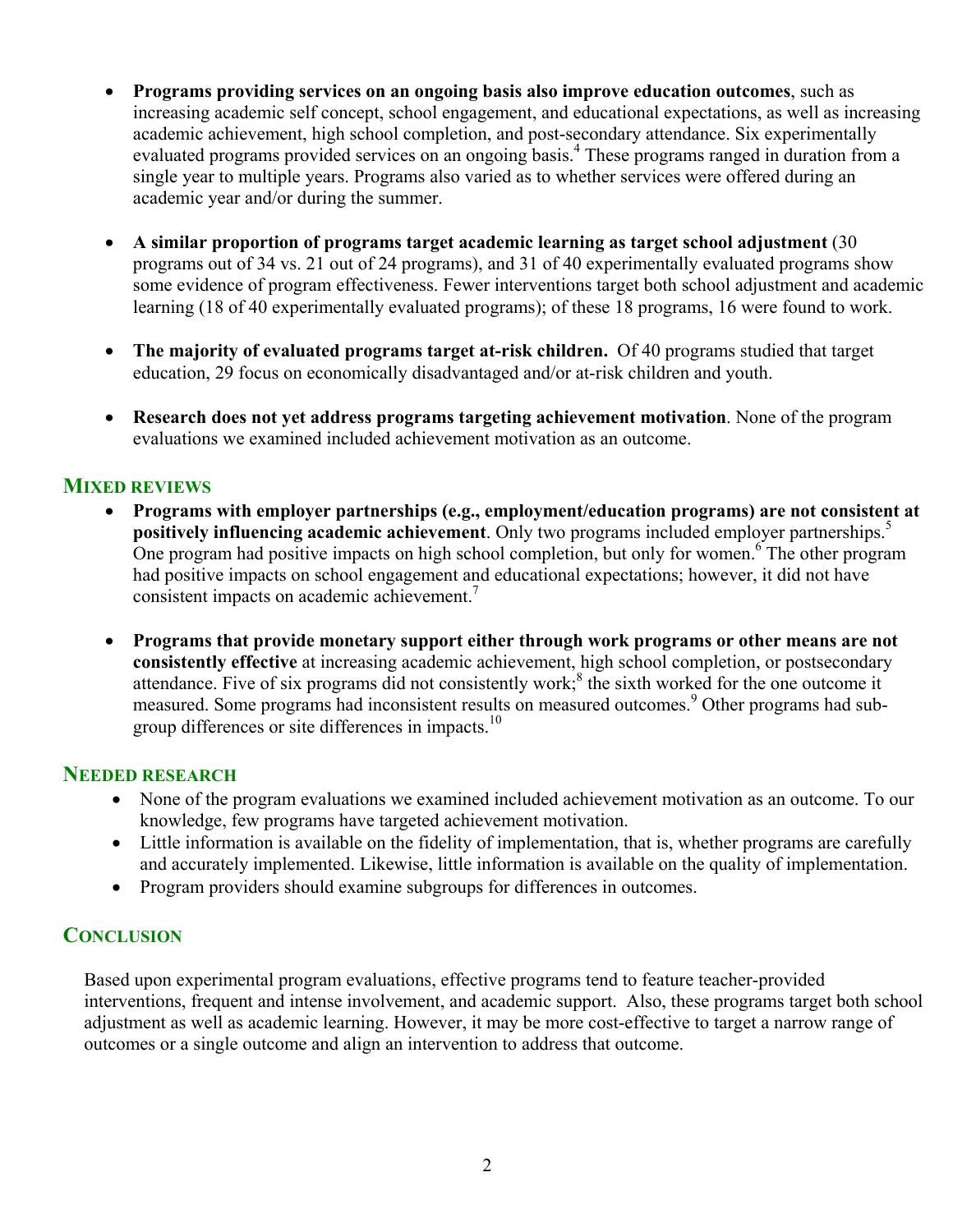- **Programs providing services on an ongoing basis also improve education outcomes**, such as increasing academic self concept, school engagement, and educational expectations, as well as increasing academic achievement, high school completion, and post-secondary attendance. Six experimentally evaluated programs provided services on an ongoing basis.[4] These programs ranged in duration from a single year to multiple years. Programs also varied as to whether services were offered during an academic year and/or during the summer.

- **A similar proportion of programs target academic learning as target school adjustment** (30 programs out of 34 vs. 21 out of 24 programs), and 31 of 40 experimentally evaluated programs show some evidence of program effectiveness. Fewer interventions target both school adjustment and academic learning (18 of 40 experimentally evaluated programs); of these 18 programs, 16 were found to work.

- **The majority of evaluated programs target at-risk children.** Of 40 programs studied that target education, 29 focus on economically disadvantaged and/or at-risk children and youth.

- **Research does not yet address programs targeting achievement motivation**. None of the program evaluations we examined included achievement motivation as an outcome.

## Mixed Reviews

- **Programs with employer partnerships (e.g., employment/education programs) are not consistent at positively influencing academic achievement**. Only two programs included employer partnerships.[5] One program had positive impacts on high school completion, but only for women.[6] The other program had positive impacts on school engagement and educational expectations; however, it did not have consistent impacts on academic achievement.[7]

- **Programs that provide monetary support either through work programs or other means are not consistently effective** at increasing academic achievement, high school completion, or postsecondary attendance. Five of six programs did not consistently work;[8] the sixth worked for the one outcome it measured. Some programs had inconsistent results on measured outcomes.[9] Other programs had sub-group differences or site differences in impacts.[10]

## Needed Research

- None of the program evaluations we examined included achievement motivation as an outcome. To our knowledge, few programs have targeted achievement motivation.
- Little information is available on the fidelity of implementation, that is, whether programs are carefully and accurately implemented. Likewise, little information is available on the quality of implementation.
- Program providers should examine subgroups for differences in outcomes.

## Conclusion

Based upon experimental program evaluations, effective programs tend to feature teacher-provided interventions, frequent and intense involvement, and academic support. Also, these programs target both school adjustment as well as academic learning. However, it may be more cost-effective to target a narrow range of outcomes or a single outcome and align an intervention to address that outcome.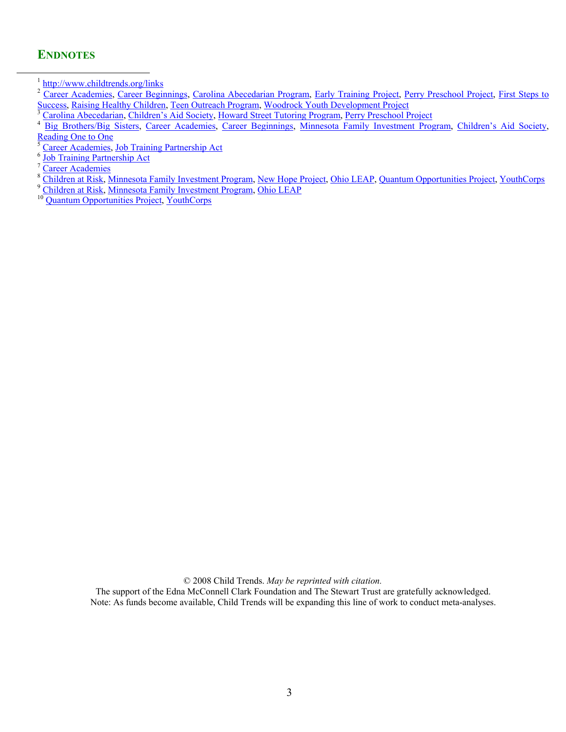## ENDNOTES

[1] http://www.childtrends.org/links

[2] Career Academies, Career Beginnings, Carolina Abecedarian Program, Early Training Project, Perry Preschool Project, First Steps to Success, Raising Healthy Children, Teen Outreach Program, Woodrock Youth Development Project

[3] Carolina Abecedarian, Children's Aid Society, Howard Street Tutoring Program, Perry Preschool Project

[4] Big Brothers/Big Sisters, Career Academies, Career Beginnings, Minnesota Family Investment Program, Children's Aid Society, Reading One to One

[5] Career Academies, Job Training Partnership Act

[6] Job Training Partnership Act

[7] Career Academies

[8] Children at Risk, Minnesota Family Investment Program, New Hope Project, Ohio LEAP, Quantum Opportunities Project, YouthCorps

[9] Children at Risk, Minnesota Family Investment Program, Ohio LEAP

[10] Quantum Opportunities Project, YouthCorps

© 2008 Child Trends. *May be reprinted with citation.*
The support of the Edna McConnell Clark Foundation and The Stewart Trust are gratefully acknowledged.
Note: As funds become available, Child Trends will be expanding this line of work to conduct meta-analyses.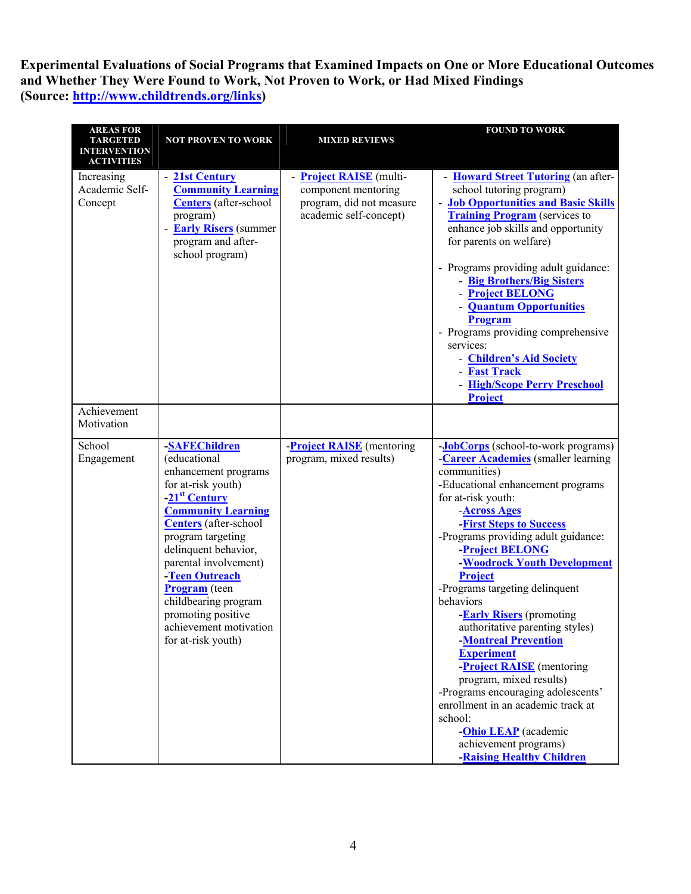**Experimental Evaluations of Social Programs that Examined Impacts on One or More Educational Outcomes and Whether They Were Found to Work, Not Proven to Work, or Had Mixed Findings (Source: http://www.childtrends.org/links)**

| AREAS FOR TARGETED INTERVENTION ACTIVITIES | NOT PROVEN TO WORK | MIXED REVIEWS | FOUND TO WORK |
|---|---|---|---|
| Increasing Academic Self-Concept | - **21st Century Community Learning Centers** (after-school program)<br>- **Early Risers** (summer program and after-school program) | - **Project RAISE** (multi-component mentoring program, did not measure academic self-concept) | - **Howard Street Tutoring** (an after-school tutoring program)<br>- **Job Opportunities and Basic Skills Training Program** (services to enhance job skills and opportunity for parents on welfare)<br><br>- Programs providing adult guidance:<br>  - **Big Brothers/Big Sisters**<br>  - **Project BELONG**<br>  - **Quantum Opportunities Program**<br>- Programs providing comprehensive services:<br>  - **Children's Aid Society**<br>  - **Fast Track**<br>  - **High/Scope Perry Preschool Project** |
| Achievement Motivation | | | |
| School Engagement | -**SAFEChildren** (educational enhancement programs for at-risk youth)<br>-**21st Century Community Learning Centers** (after-school program targeting delinquent behavior, parental involvement)<br>-**Teen Outreach Program** (teen childbearing program promoting positive achievement motivation for at-risk youth) | -**Project RAISE** (mentoring program, mixed results) | -**JobCorps** (school-to-work programs)<br>-**Career Academies** (smaller learning communities)<br>-Educational enhancement programs for at-risk youth:<br>  -**Across Ages**<br>  -**First Steps to Success**<br>-Programs providing adult guidance:<br>  -**Project BELONG**<br>  -**Woodrock Youth Development Project**<br>-Programs targeting delinquent behaviors<br>  -**Early Risers** (promoting authoritative parenting styles)<br>  -**Montreal Prevention Experiment**<br>  -**Project RAISE** (mentoring program, mixed results)<br>-Programs encouraging adolescents' enrollment in an academic track at school:<br>  -**Ohio LEAP** (academic achievement programs)<br>  -**Raising Healthy Children** |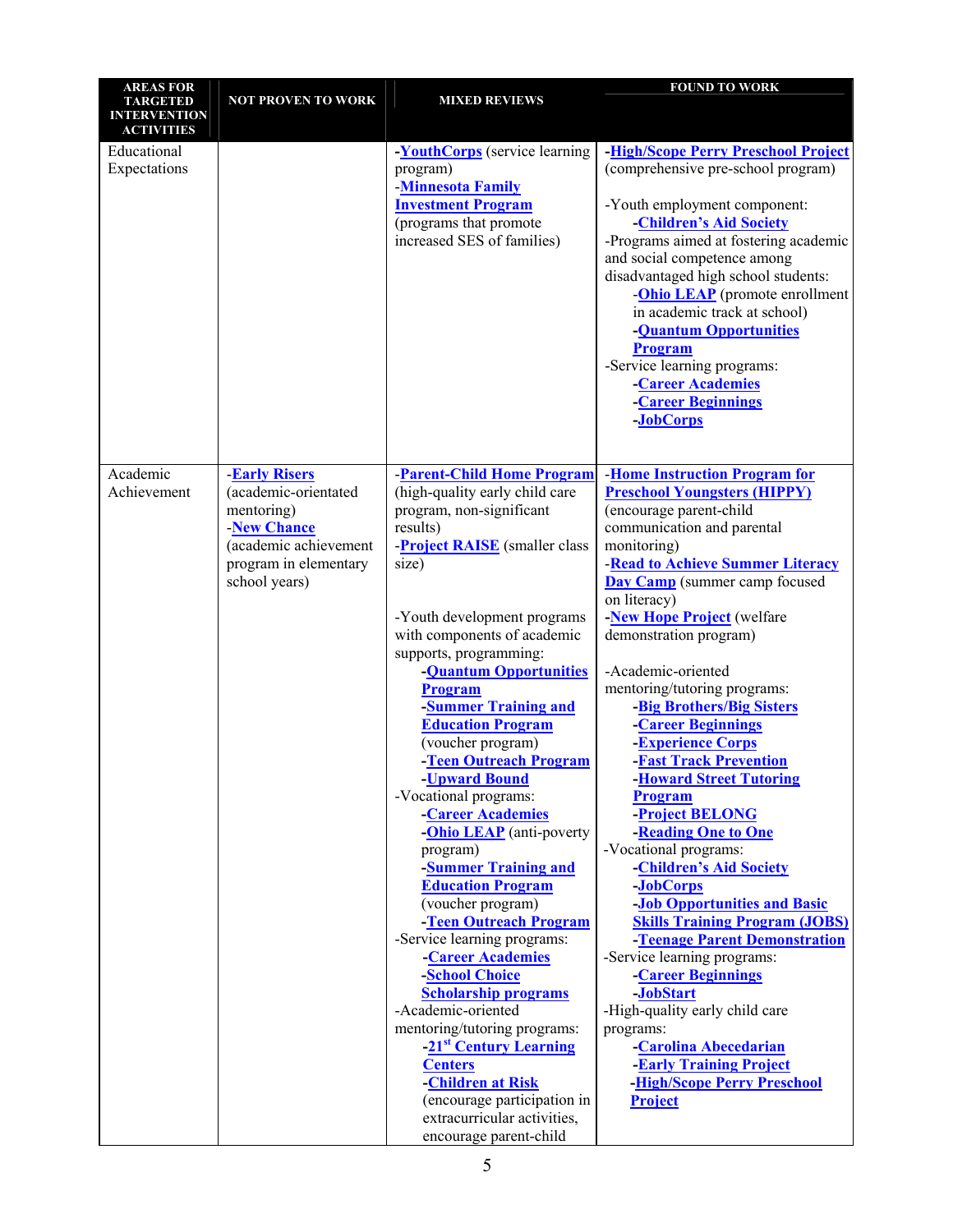| AREAS FOR TARGETED INTERVENTION ACTIVITIES | NOT PROVEN TO WORK | MIXED REVIEWS | FOUND TO WORK |
|---|---|---|---|
| Educational Expectations | | -**YouthCorps** (service learning program)<br>-**Minnesota Family Investment Program** (programs that promote increased SES of families) | -**High/Scope Perry Preschool Project** (comprehensive pre-school program)<br><br>-Youth employment component:<br>-**Children's Aid Society**<br>-Programs aimed at fostering academic and social competence among disadvantaged high school students:<br>-**Ohio LEAP** (promote enrollment in academic track at school)<br>-**Quantum Opportunities Program**<br>-Service learning programs:<br>-**Career Academies**<br>-**Career Beginnings**<br>-**JobCorps** |
| Academic Achievement | -**Early Risers** (academic-orientated mentoring)<br>-**New Chance** (academic achievement program in elementary school years) | -**Parent-Child Home Program** (high-quality early child care program, non-significant results)<br>-**Project RAISE** (smaller class size)<br><br>-Youth development programs with components of academic supports, programming:<br>-**Quantum Opportunities Program**<br>-**Summer Training and Education Program** (voucher program)<br>-**Teen Outreach Program**<br>-**Upward Bound**<br>-Vocational programs:<br>-**Career Academies**<br>-**Ohio LEAP** (anti-poverty program)<br>-**Summer Training and Education Program** (voucher program)<br>-**Teen Outreach Program**<br>-Service learning programs:<br>-**Career Academies**<br>-**School Choice Scholarship programs**<br>-Academic-oriented mentoring/tutoring programs:<br>-**21st Century Learning Centers**<br>-**Children at Risk** (encourage participation in extracurricular activities, encourage parent-child | -**Home Instruction Program for Preschool Youngsters (HIPPY)** (encourage parent-child communication and parental monitoring)<br>-**Read to Achieve Summer Literacy Day Camp** (summer camp focused on literacy)<br>-**New Hope Project** (welfare demonstration program)<br><br>-Academic-oriented mentoring/tutoring programs:<br>-**Big Brothers/Big Sisters**<br>-**Career Beginnings**<br>-**Experience Corps**<br>-**Fast Track Prevention**<br>-**Howard Street Tutoring Program**<br>-**Project BELONG**<br>-**Reading One to One**<br>-Vocational programs:<br>-**Children's Aid Society**<br>-**JobCorps**<br>-**Job Opportunities and Basic Skills Training Program (JOBS)**<br>-**Teenage Parent Demonstration**<br>-Service learning programs:<br>-**Career Beginnings**<br>-**JobStart**<br>-High-quality early child care programs:<br>-**Carolina Abecedarian**<br>-**Early Training Project**<br>-**High/Scope Perry Preschool Project** |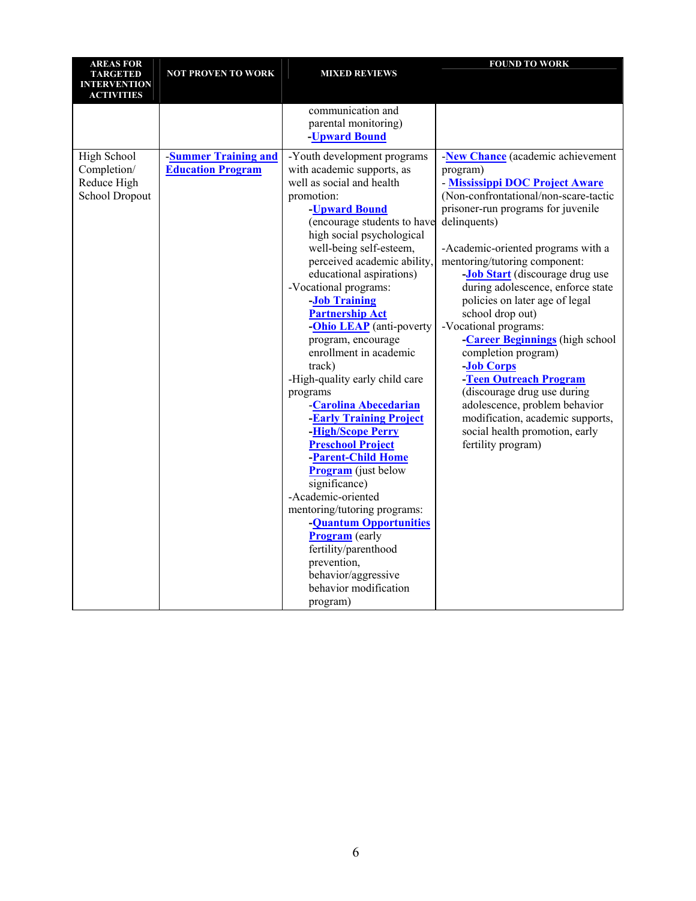| AREAS FOR TARGETED INTERVENTION ACTIVITIES | NOT PROVEN TO WORK | MIXED REVIEWS | FOUND TO WORK |
|---|---|---|---|
| | | communication and parental monitoring)<br>-**Upward Bound** | |
| High School Completion/ Reduce High School Dropout | -**Summer Training and Education Program** | -Youth development programs with academic supports, as well as social and health promotion:<br>-**Upward Bound** (encourage students to have high social psychological well-being self-esteem, perceived academic ability, educational aspirations)<br>-Vocational programs:<br>-**Job Training Partnership Act**<br>-**Ohio LEAP** (anti-poverty program, encourage enrollment in academic track)<br>-High-quality early child care programs<br>-**Carolina Abecedarian**<br>-**Early Training Project**<br>-**High/Scope Perry Preschool Project**<br>-**Parent-Child Home Program** (just below significance)<br>-Academic-oriented mentoring/tutoring programs:<br>-**Quantum Opportunities Program** (early fertility/parenthood prevention, behavior/aggressive behavior modification program) | -**New Chance** (academic achievement program)<br>- **Mississippi DOC Project Aware** (Non-confrontational/non-scare-tactic prisoner-run programs for juvenile delinquents)<br><br>-Academic-oriented programs with a mentoring/tutoring component:<br>-**Job Start** (discourage drug use during adolescence, enforce state policies on later age of legal school drop out)<br>-Vocational programs:<br>-**Career Beginnings** (high school completion program)<br>-**Job Corps**<br>-**Teen Outreach Program** (discourage drug use during adolescence, problem behavior modification, academic supports, social health promotion, early fertility program) |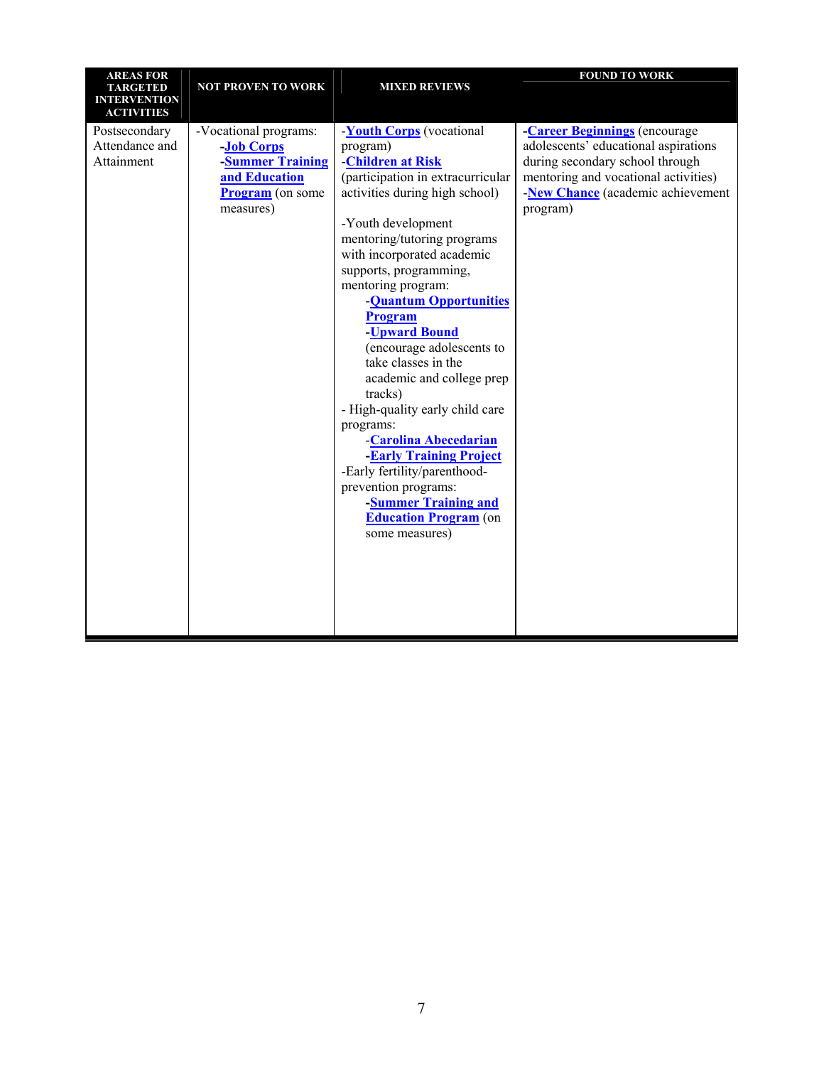| AREAS FOR TARGETED INTERVENTION ACTIVITIES | NOT PROVEN TO WORK | MIXED REVIEWS | FOUND TO WORK |
|---|---|---|---|
| Postsecondary Attendance and Attainment | -Vocational programs:<br>-**Job Corps**<br>-**Summer Training and Education Program** (on some measures) | -**Youth Corps** (vocational program)<br>-**Children at Risk** (participation in extracurricular activities during high school)<br><br>-Youth development mentoring/tutoring programs with incorporated academic supports, programming, mentoring program:<br>-**Quantum Opportunities Program**<br>-**Upward Bound** (encourage adolescents to take classes in the academic and college prep tracks)<br>- High-quality early child care programs:<br>-**Carolina Abecedarian**<br>-**Early Training Project**<br>-Early fertility/parenthood-prevention programs:<br>-**Summer Training and Education Program** (on some measures) | -**Career Beginnings** (encourage adolescents' educational aspirations during secondary school through mentoring and vocational activities)<br>-**New Chance** (academic achievement program) |